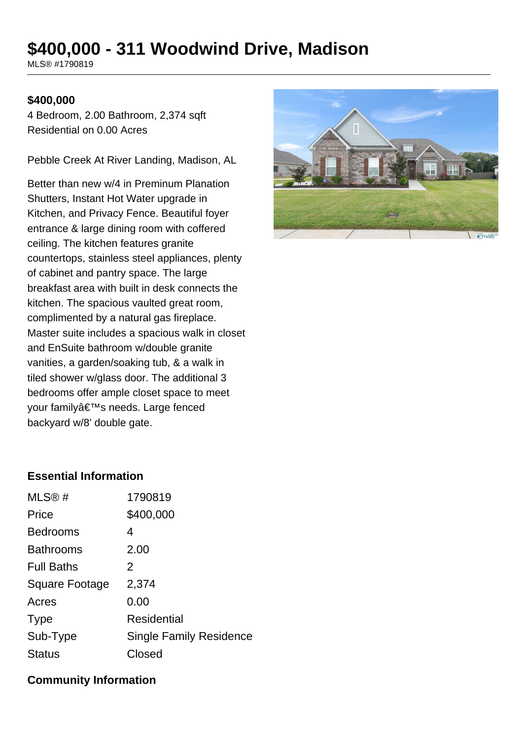# $400,000 - 311 Woodwind Drive, Madison

MLS® #1790819

**$400,000**

4 Bedroom, 2.00 Bathroom, 2,374 sqft
Residential on 0.00 Acres

Pebble Creek At River Landing, Madison, AL

Better than new w/4 in Preminum Planation Shutters, Instant Hot Water upgrade in Kitchen, and Privacy Fence. Beautiful foyer entrance & large dining room with coffered ceiling. The kitchen features granite countertops, stainless steel appliances, plenty of cabinet and pantry space. The large breakfast area with built in desk connects the kitchen. The spacious vaulted great room, complimented by a natural gas fireplace. Master suite includes a spacious walk in closet and EnSuite bathroom w/double granite vanities, a garden/soaking tub, & a walk in tiled shower w/glass door. The additional 3 bedrooms offer ample closet space to meet your familyâ€™s needs. Large fenced backyard w/8' double gate.

### Essential Information

| | |
|---|---|
| MLS® # | 1790819 |
| Price | $400,000 |
| Bedrooms | 4 |
| Bathrooms | 2.00 |
| Full Baths | 2 |
| Square Footage | 2,374 |
| Acres | 0.00 |
| Type | Residential |
| Sub-Type | Single Family Residence |
| Status | Closed |

### Community Information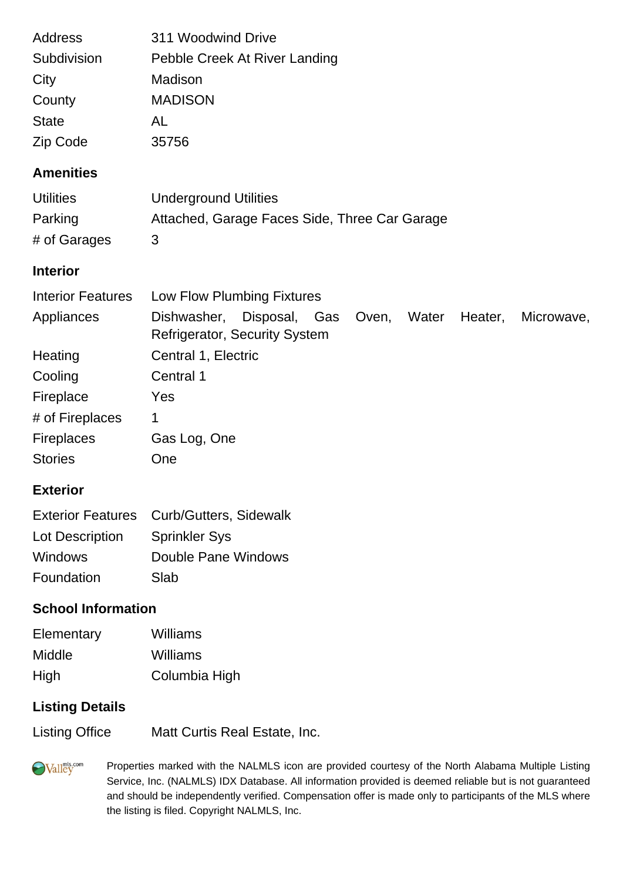| | |
|---|---|
| Address | 311 Woodwind Drive |
| Subdivision | Pebble Creek At River Landing |
| City | Madison |
| County | MADISON |
| State | AL |
| Zip Code | 35756 |

## Amenities

| | |
|---|---|
| Utilities | Underground Utilities |
| Parking | Attached, Garage Faces Side, Three Car Garage |
| # of Garages | 3 |

## Interior

| | |
|---|---|
| Interior Features | Low Flow Plumbing Fixtures |
| Appliances | Dishwasher, Disposal, Gas Oven, Water Heater, Microwave, Refrigerator, Security System |
| Heating | Central 1, Electric |
| Cooling | Central 1 |
| Fireplace | Yes |
| # of Fireplaces | 1 |
| Fireplaces | Gas Log, One |
| Stories | One |

## Exterior

| | |
|---|---|
| Exterior Features | Curb/Gutters, Sidewalk |
| Lot Description | Sprinkler Sys |
| Windows | Double Pane Windows |
| Foundation | Slab |

## School Information

| | |
|---|---|
| Elementary | Williams |
| Middle | Williams |
| High | Columbia High |

## Listing Details

| | |
|---|---|
| Listing Office | Matt Curtis Real Estate, Inc. |

Properties marked with the NALMLS icon are provided courtesy of the North Alabama Multiple Listing Service, Inc. (NALMLS) IDX Database. All information provided is deemed reliable but is not guaranteed and should be independently verified. Compensation offer is made only to participants of the MLS where the listing is filed. Copyright NALMLS, Inc.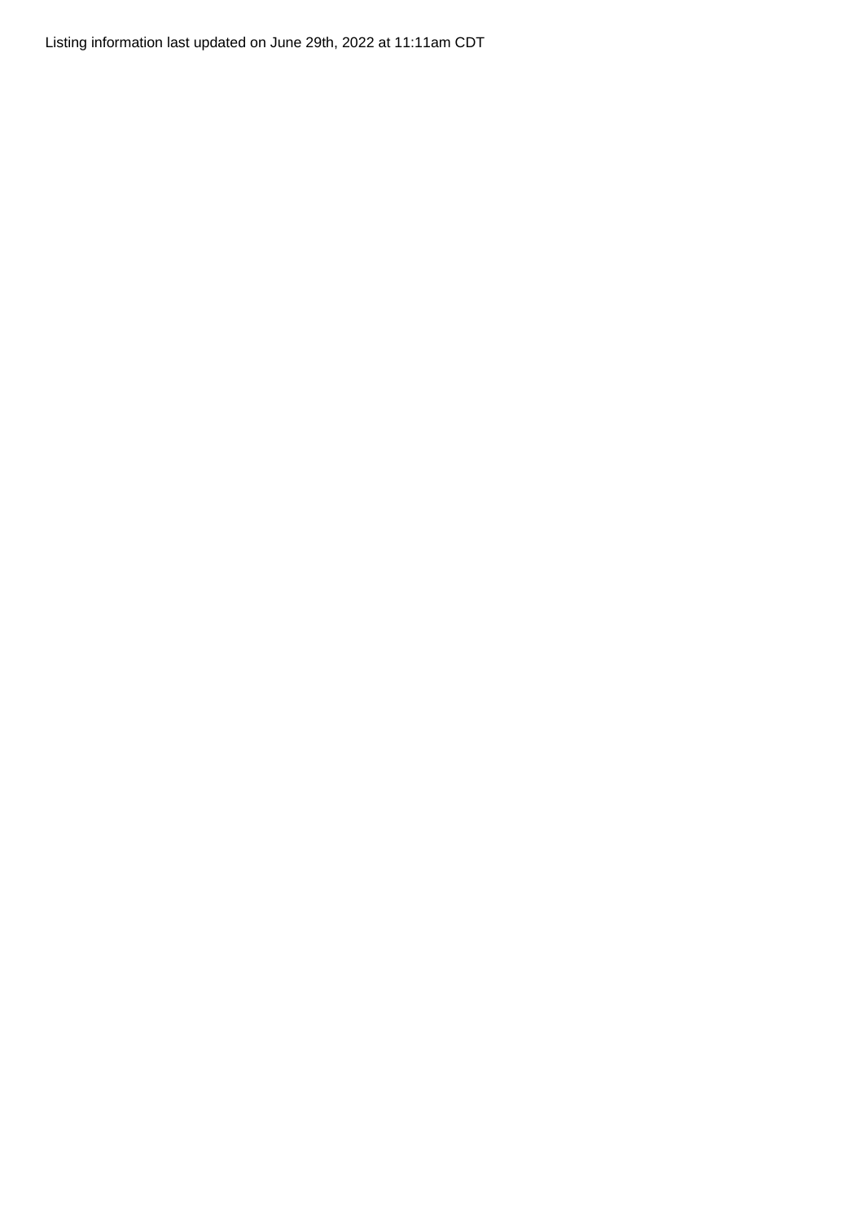Listing information last updated on June 29th, 2022 at 11:11am CDT